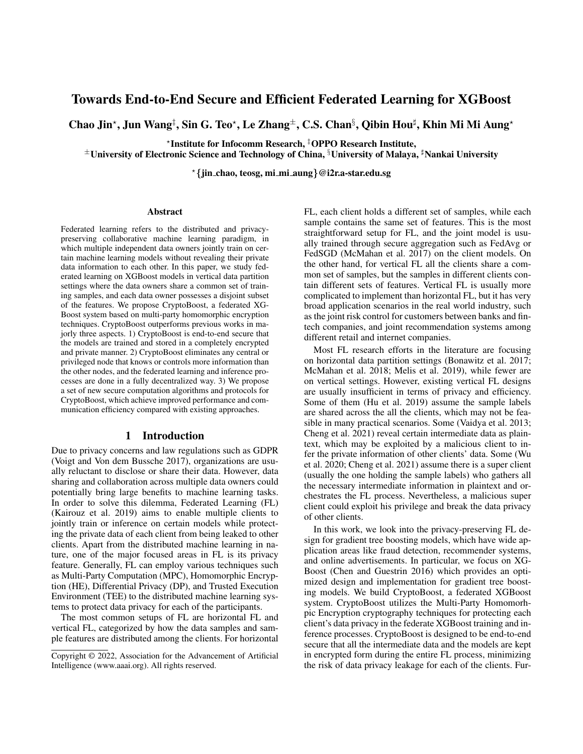# Towards End-to-End Secure and Efficient Federated Learning for XGBoost

**Chao Jin[⋆], Jun Wang[‡], Sin G. Teo[⋆], Le Zhang[±], C.S. Chan[§], Qibin Hou[♯], Khin Mi Mi Aung[⋆]**

**[⋆]Institute for Infocomm Research, [‡]OPPO Research Institute,**
**[±]University of Electronic Science and Technology of China, [§]University of Malaya, [♯]Nankai University**

**[⋆]{jin_chao, teosg, mi_mi_aung}@i2r.a-star.edu.sg**

## Abstract

Federated learning refers to the distributed and privacy-preserving collaborative machine learning paradigm, in which multiple independent data owners jointly train on certain machine learning models without revealing their private data information to each other. In this paper, we study federated learning on XGBoost models in vertical data partition settings where the data owners share a common set of training samples, and each data owner possesses a disjoint subset of the features. We propose CryptoBoost, a federated XGBoost system based on multi-party homomorphic encryption techniques. CryptoBoost outperforms previous works in majorly three aspects. 1) CryptoBoost is end-to-end secure that the models are trained and stored in a completely encrypted and private manner. 2) CryptoBoost eliminates any central or privileged node that knows or controls more information than the other nodes, and the federated learning and inference processes are done in a fully decentralized way. 3) We propose a set of new secure computation algorithms and protocols for CryptoBoost, which achieve improved performance and communication efficiency compared with existing approaches.

## 1 Introduction

Due to privacy concerns and law regulations such as GDPR (Voigt and Von dem Bussche 2017), organizations are usually reluctant to disclose or share their data. However, data sharing and collaboration across multiple data owners could potentially bring large benefits to machine learning tasks. In order to solve this dilemma, Federated Learning (FL) (Kairouz et al. 2019) aims to enable multiple clients to jointly train or inference on certain models while protecting the private data of each client from being leaked to other clients. Apart from the distributed machine learning in nature, one of the major focused areas in FL is its privacy feature. Generally, FL can employ various techniques such as Multi-Party Computation (MPC), Homomorphic Encryption (HE), Differential Privacy (DP), and Trusted Execution Environment (TEE) to the distributed machine learning systems to protect data privacy for each of the participants.

The most common setups of FL are horizontal FL and vertical FL, categorized by how the data samples and sample features are distributed among the clients. For horizontal FL, each client holds a different set of samples, while each sample contains the same set of features. This is the most straightforward setup for FL, and the joint model is usually trained through secure aggregation such as FedAvg or FedSGD (McMahan et al. 2017) on the client models. On the other hand, for vertical FL all the clients share a common set of samples, but the samples in different clients contain different sets of features. Vertical FL is usually more complicated to implement than horizontal FL, but it has very broad application scenarios in the real world industry, such as the joint risk control for customers between banks and fintech companies, and joint recommendation systems among different retail and internet companies.

Most FL research efforts in the literature are focusing on horizontal data partition settings (Bonawitz et al. 2017; McMahan et al. 2018; Melis et al. 2019), while fewer are on vertical settings. However, existing vertical FL designs are usually insufficient in terms of privacy and efficiency. Some of them (Hu et al. 2019) assume the sample labels are shared across the all the clients, which may not be feasible in many practical scenarios. Some (Vaidya et al. 2013; Cheng et al. 2021) reveal certain intermediate data as plaintext, which may be exploited by a malicious client to infer the private information of other clients' data. Some (Wu et al. 2020; Cheng et al. 2021) assume there is a super client (usually the one holding the sample labels) who gathers all the necessary intermediate information in plaintext and orchestrates the FL process. Nevertheless, a malicious super client could exploit his privilege and break the data privacy of other clients.

In this work, we look into the privacy-preserving FL design for gradient tree boosting models, which have wide application areas like fraud detection, recommender systems, and online advertisements. In particular, we focus on XGBoost (Chen and Guestrin 2016) which provides an optimized design and implementation for gradient tree boosting models. We build CryptoBoost, a federated XGBoost system. CryptoBoost utilizes the Multi-Party Homomorhpic Encryption cryptography techniques for protecting each client's data privacy in the federate XGBoost training and inference processes. CryptoBoost is designed to be end-to-end secure that all the intermediate data and the models are kept in encrypted form during the entire FL process, minimizing the risk of data privacy leakage for each of the clients. Fur-

Copyright © 2022, Association for the Advancement of Artificial Intelligence (www.aaai.org). All rights reserved.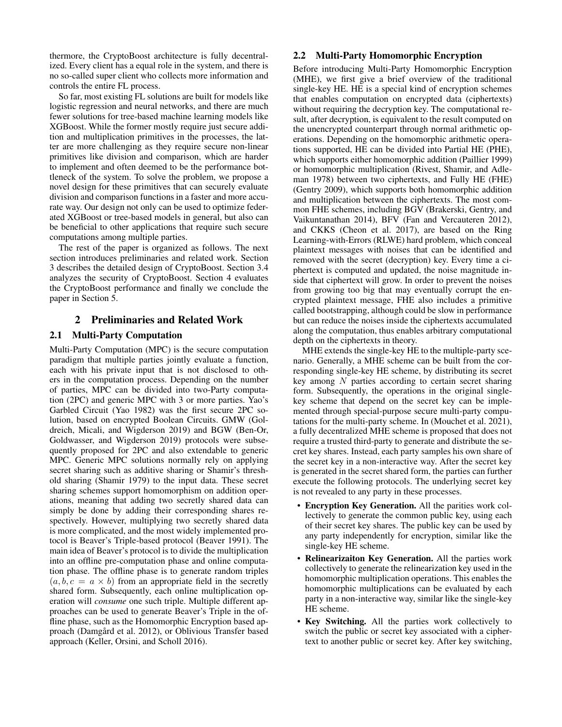thermore, the CryptoBoost architecture is fully decentralized. Every client has a equal role in the system, and there is no so-called super client who collects more information and controls the entire FL process.

So far, most existing FL solutions are built for models like logistic regression and neural networks, and there are much fewer solutions for tree-based machine learning models like XGBoost. While the former mostly require just secure addition and multiplication primitives in the processes, the latter are more challenging as they require secure non-linear primitives like division and comparison, which are harder to implement and often deemed to be the performance bottleneck of the system. To solve the problem, we propose a novel design for these primitives that can securely evaluate division and comparison functions in a faster and more accurate way. Our design not only can be used to optimize federated XGBoost or tree-based models in general, but also can be beneficial to other applications that require such secure computations among multiple parties.

The rest of the paper is organized as follows. The next section introduces preliminaries and related work. Section 3 describes the detailed design of CryptoBoost. Section 3.4 analyzes the security of CryptoBoost. Section 4 evaluates the CryptoBoost performance and finally we conclude the paper in Section 5.

## 2 Preliminaries and Related Work

### 2.1 Multi-Party Computation

Multi-Party Computation (MPC) is the secure computation paradigm that multiple parties jointly evaluate a function, each with his private input that is not disclosed to others in the computation process. Depending on the number of parties, MPC can be divided into two-Party computation (2PC) and generic MPC with 3 or more parties. Yao's Garbled Circuit (Yao 1982) was the first secure 2PC solution, based on encrypted Boolean Circuits. GMW (Goldreich, Micali, and Wigderson 2019) and BGW (Ben-Or, Goldwasser, and Wigderson 2019) protocols were subsequently proposed for 2PC and also extendable to generic MPC. Generic MPC solutions normally rely on applying secret sharing such as additive sharing or Shamir's threshold sharing (Shamir 1979) to the input data. These secret sharing schemes support homomorphism on addition operations, meaning that adding two secretly shared data can simply be done by adding their corresponding shares respectively. However, multiplying two secretly shared data is more complicated, and the most widely implemented protocol is Beaver's Triple-based protocol (Beaver 1991). The main idea of Beaver's protocol is to divide the multiplication into an offline pre-computation phase and online computation phase. The offline phase is to generate random triples $(a, b, c = a \times b)$ from an appropriate field in the secretly shared form. Subsequently, each online multiplication operation will *consume* one such triple. Multiple different approaches can be used to generate Beaver's Triple in the offline phase, such as the Homomorphic Encryption based approach (Damgård et al. 2012), or Oblivious Transfer based approach (Keller, Orsini, and Scholl 2016).

### 2.2 Multi-Party Homomorphic Encryption

Before introducing Multi-Party Homomorphic Encryption (MHE), we first give a brief overview of the traditional single-key HE. HE is a special kind of encryption schemes that enables computation on encrypted data (ciphertexts) without requiring the decryption key. The computational result, after decryption, is equivalent to the result computed on the unencrypted counterpart through normal arithmetic operations. Depending on the homomorphic arithmetic operations supported, HE can be divided into Partial HE (PHE), which supports either homomorphic addition (Paillier 1999) or homomorphic multiplication (Rivest, Shamir, and Adleman 1978) between two ciphertexts, and Fully HE (FHE) (Gentry 2009), which supports both homomorphic addition and multiplication between the ciphertexts. The most common FHE schemes, including BGV (Brakerski, Gentry, and Vaikuntanathan 2014), BFV (Fan and Vercauteren 2012), and CKKS (Cheon et al. 2017), are based on the Ring Learning-with-Errors (RLWE) hard problem, which conceal plaintext messages with noises that can be identified and removed with the secret (decryption) key. Every time a ciphertext is computed and updated, the noise magnitude inside that ciphertext will grow. In order to prevent the noises from growing too big that may eventually corrupt the encrypted plaintext message, FHE also includes a primitive called bootstrapping, although could be slow in performance but can reduce the noises inside the ciphertexts accumulated along the computation, thus enables arbitrary computational depth on the ciphertexts in theory.

MHE extends the single-key HE to the multiple-party scenario. Generally, a MHE scheme can be built from the corresponding single-key HE scheme, by distributing its secret key among $N$ parties according to certain secret sharing form. Subsequently, the operations in the original single-key scheme that depend on the secret key can be implemented through special-purpose secure multi-party computations for the multi-party scheme. In (Mouchet et al. 2021), a fully decentralized MHE scheme is proposed that does not require a trusted third-party to generate and distribute the secret key shares. Instead, each party samples his own share of the secret key in a non-interactive way. After the secret key is generated in the secret shared form, the parties can further execute the following protocols. The underlying secret key is not revealed to any party in these processes.

- **Encryption Key Generation.** All the parties work collectively to generate the common public key, using each of their secret key shares. The public key can be used by any party independently for encryption, similar like the single-key HE scheme.
- **Relinearizaiton Key Generation.** All the parties work collectively to generate the relinearization key used in the homomorphic multiplication operations. This enables the homomorphic multiplications can be evaluated by each party in a non-interactive way, similar like the single-key HE scheme.
- **Key Switching.** All the parties work collectively to switch the public or secret key associated with a ciphertext to another public or secret key. After key switching,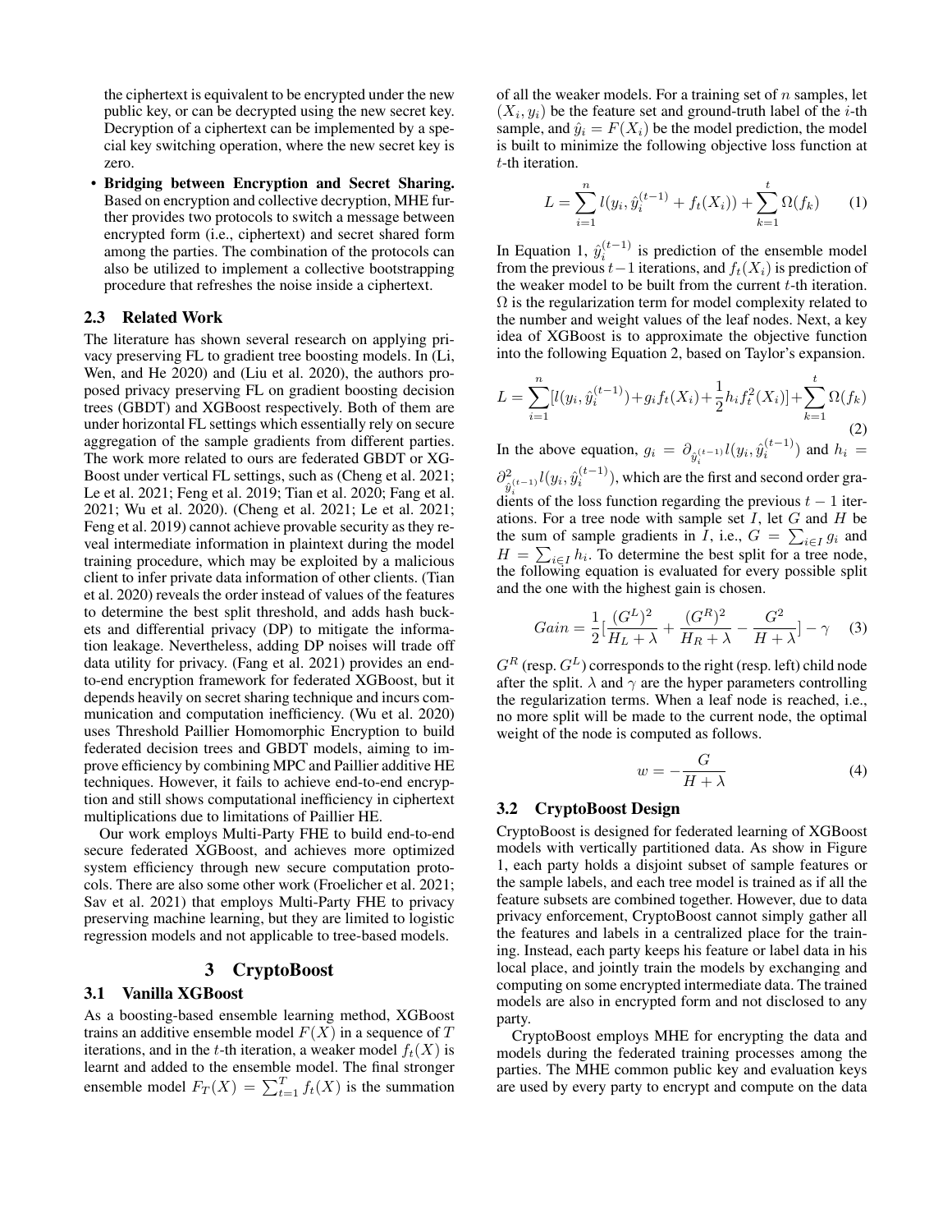the ciphertext is equivalent to be encrypted under the new public key, or can be decrypted using the new secret key. Decryption of a ciphertext can be implemented by a special key switching operation, where the new secret key is zero.

- **Bridging between Encryption and Secret Sharing.** Based on encryption and collective decryption, MHE further provides two protocols to switch a message between encrypted form (i.e., ciphertext) and secret shared form among the parties. The combination of the protocols can also be utilized to implement a collective bootstrapping procedure that refreshes the noise inside a ciphertext.

### 2.3 Related Work

The literature has shown several research on applying privacy preserving FL to gradient tree boosting models. In (Li, Wen, and He 2020) and (Liu et al. 2020), the authors proposed privacy preserving FL on gradient boosting decision trees (GBDT) and XGBoost respectively. Both of them are under horizontal FL settings which essentially rely on secure aggregation of the sample gradients from different parties. The work more related to ours are federated GBDT or XGBoost under vertical FL settings, such as (Cheng et al. 2021; Le et al. 2021; Feng et al. 2019; Tian et al. 2020; Fang et al. 2021; Wu et al. 2020). (Cheng et al. 2021; Le et al. 2021; Feng et al. 2019) cannot achieve provable security as they reveal intermediate information in plaintext during the model training procedure, which may be exploited by a malicious client to infer private data information of other clients. (Tian et al. 2020) reveals the order instead of values of the features to determine the best split threshold, and adds hash buckets and differential privacy (DP) to mitigate the information leakage. Nevertheless, adding DP noises will trade off data utility for privacy. (Fang et al. 2021) provides an end-to-end encryption framework for federated XGBoost, but it depends heavily on secret sharing technique and incurs communication and computation inefficiency. (Wu et al. 2020) uses Threshold Paillier Homomorphic Encryption to build federated decision trees and GBDT models, aiming to improve efficiency by combining MPC and Paillier additive HE techniques. However, it fails to achieve end-to-end encryption and still shows computational inefficiency in ciphertext multiplications due to limitations of Paillier HE.

Our work employs Multi-Party FHE to build end-to-end secure federated XGBoost, and achieves more optimized system efficiency through new secure computation protocols. There are also some other work (Froelicher et al. 2021; Sav et al. 2021) that employs Multi-Party FHE to privacy preserving machine learning, but they are limited to logistic regression models and not applicable to tree-based models.

## 3 CryptoBoost

### 3.1 Vanilla XGBoost

As a boosting-based ensemble learning method, XGBoost trains an additive ensemble model $F(X)$ in a sequence of $T$ iterations, and in the $t$-th iteration, a weaker model $f_t(X)$ is learnt and added to the ensemble model. The final stronger ensemble model $F_T(X) = \sum_{t=1}^{T} f_t(X)$ is the summation of all the weaker models. For a training set of $n$ samples, let $(X_i, y_i)$ be the feature set and ground-truth label of the $i$-th sample, and $\hat{y}_i = F(X_i)$ be the model prediction, the model is built to minimize the following objective loss function at $t$-th iteration.

$$L = \sum_{i=1}^{n} l(y_i, \hat{y}_i^{(t-1)} + f_t(X_i)) + \sum_{k=1}^{t} \Omega(f_k) \qquad (1)$$

In Equation 1, $\hat{y}_i^{(t-1)}$ is prediction of the ensemble model from the previous $t-1$ iterations, and $f_t(X_i)$ is prediction of the weaker model to be built from the current $t$-th iteration. $\Omega$ is the regularization term for model complexity related to the number and weight values of the leaf nodes. Next, a key idea of XGBoost is to approximate the objective function into the following Equation 2, based on Taylor's expansion.

$$L = \sum_{i=1}^{n} [l(y_i, \hat{y}_i^{(t-1)}) + g_i f_t(X_i) + \frac{1}{2} h_i f_t^2(X_i)] + \sum_{k=1}^{t} \Omega(f_k) \qquad (2)$$

In the above equation, $g_i = \partial_{\hat{y}_i^{(t-1)}} l(y_i, \hat{y}_i^{(t-1)})$ and $h_i = \partial^2_{\hat{y}_i^{(t-1)}} l(y_i, \hat{y}_i^{(t-1)})$, which are the first and second order gradients of the loss function regarding the previous $t-1$ iterations. For a tree node with sample set $I$, let $G$ and $H$ be the sum of sample gradients in $I$, i.e., $G = \sum_{i \in I} g_i$ and $H = \sum_{i \in I} h_i$. To determine the best split for a tree node, the following equation is evaluated for every possible split and the one with the highest gain is chosen.

$$Gain = \frac{1}{2} [\frac{(G^L)^2}{H_L + \lambda} + \frac{(G^R)^2}{H_R + \lambda} - \frac{G^2}{H + \lambda}] - \gamma \qquad (3)$$

$G^R$ (resp. $G^L$) corresponds to the right (resp. left) child node after the split. $\lambda$ and $\gamma$ are the hyper parameters controlling the regularization terms. When a leaf node is reached, i.e., no more split will be made to the current node, the optimal weight of the node is computed as follows.

$$w = -\frac{G}{H + \lambda} \qquad (4)$$

### 3.2 CryptoBoost Design

CryptoBoost is designed for federated learning of XGBoost models with vertically partitioned data. As show in Figure 1, each party holds a disjoint subset of sample features or the sample labels, and each tree model is trained as if all the feature subsets are combined together. However, due to data privacy enforcement, CryptoBoost cannot simply gather all the features and labels in a centralized place for the training. Instead, each party keeps his feature or label data in his local place, and jointly train the models by exchanging and computing on some encrypted intermediate data. The trained models are also in encrypted form and not disclosed to any party.

CryptoBoost employs MHE for encrypting the data and models during the federated training processes among the parties. The MHE common public key and evaluation keys are used by every party to encrypt and compute on the data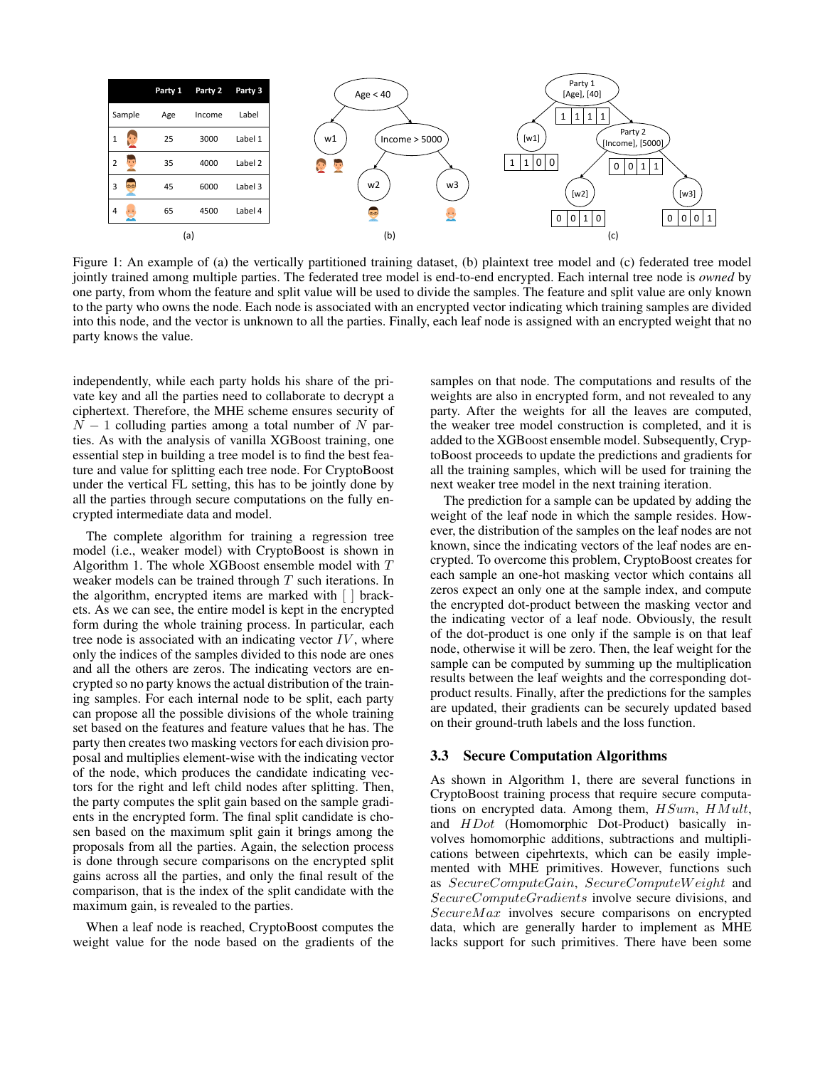| | Party 1 | Party 2 | Party 3 |
|---|---|---|---|
| Sample | Age | Income | Label |
| 1 | 25 | 3000 | Label 1 |
| 2 | 35 | 4000 | Label 2 |
| 3 | 45 | 6000 | Label 3 |
| 4 | 65 | 4500 | Label 4 |

Figure 1: An example of (a) the vertically partitioned training dataset, (b) plaintext tree model and (c) federated tree model jointly trained among multiple parties. The federated tree model is end-to-end encrypted. Each internal tree node is *owned* by one party, from whom the feature and split value will be used to divide the samples. The feature and split value are only known to the party who owns the node. Each node is associated with an encrypted vector indicating which training samples are divided into this node, and the vector is unknown to all the parties. Finally, each leaf node is assigned with an encrypted weight that no party knows the value.

independently, while each party holds his share of the private key and all the parties need to collaborate to decrypt a ciphertext. Therefore, the MHE scheme ensures security of $N-1$ colluding parties among a total number of $N$ parties. As with the analysis of vanilla XGBoost training, one essential step in building a tree model is to find the best feature and value for splitting each tree node. For CryptoBoost under the vertical FL setting, this has to be jointly done by all the parties through secure computations on the fully encrypted intermediate data and model.

The complete algorithm for training a regression tree model (i.e., weaker model) with CryptoBoost is shown in Algorithm 1. The whole XGBoost ensemble model with $T$ weaker models can be trained through $T$ such iterations. In the algorithm, encrypted items are marked with [ ] brackets. As we can see, the entire model is kept in the encrypted form during the whole training process. In particular, each tree node is associated with an indicating vector $IV$, where only the indices of the samples divided to this node are ones and all the others are zeros. The indicating vectors are encrypted so no party knows the actual distribution of the training samples. For each internal node to be split, each party can propose all the possible divisions of the whole training set based on the features and feature values that he has. The party then creates two masking vectors for each division proposal and multiplies element-wise with the indicating vector of the node, which produces the candidate indicating vectors for the right and left child nodes after splitting. Then, the party computes the split gain based on the sample gradients in the encrypted form. The final split candidate is chosen based on the maximum split gain it brings among the proposals from all the parties. Again, the selection process is done through secure comparisons on the encrypted split gains across all the parties, and only the final result of the comparison, that is the index of the split candidate with the maximum gain, is revealed to the parties.

When a leaf node is reached, CryptoBoost computes the weight value for the node based on the gradients of the samples on that node. The computations and results of the weights are also in encrypted form, and not revealed to any party. After the weights for all the leaves are computed, the weaker tree model construction is completed, and it is added to the XGBoost ensemble model. Subsequently, CryptoBoost proceeds to update the predictions and gradients for all the training samples, which will be used for training the next weaker tree model in the next training iteration.

The prediction for a sample can be updated by adding the weight of the leaf node in which the sample resides. However, the distribution of the samples on the leaf nodes are not known, since the indicating vectors of the leaf nodes are encrypted. To overcome this problem, CryptoBoost creates for each sample an one-hot masking vector which contains all zeros expect an only one at the sample index, and compute the encrypted dot-product between the masking vector and the indicating vector of a leaf node. Obviously, the result of the dot-product is one only if the sample is on that leaf node, otherwise it will be zero. Then, the leaf weight for the sample can be computed by summing up the multiplication results between the leaf weights and the corresponding dot-product results. Finally, after the predictions for the samples are updated, their gradients can be securely updated based on their ground-truth labels and the loss function.

### 3.3 Secure Computation Algorithms

As shown in Algorithm 1, there are several functions in CryptoBoost training process that require secure computations on encrypted data. Among them, $HSum$, $HMult$, and $HDot$ (Homomorphic Dot-Product) basically involves homomorphic additions, subtractions and multiplications between cipehrtexts, which can be easily implemented with MHE primitives. However, functions such as $SecureComputeGain$, $SecureComputeWeight$ and $SecureComputeGradients$ involve secure divisions, and $SecureMax$ involves secure comparisons on encrypted data, which are generally harder to implement as MHE lacks support for such primitives. There have been some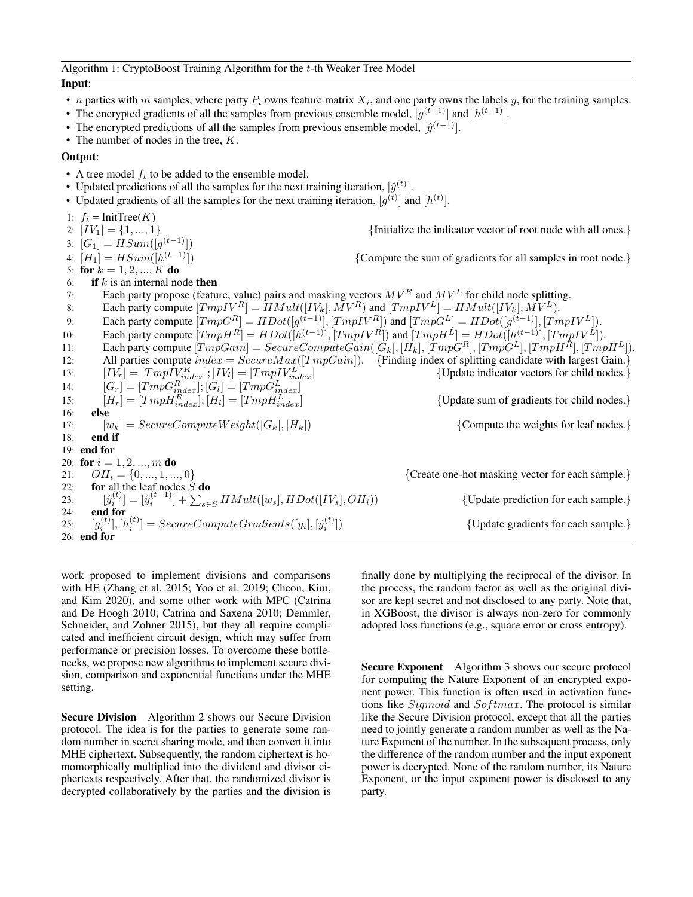Algorithm 1: CryptoBoost Training Algorithm for the $t$-th Weaker Tree Model

**Input**:

- $n$ parties with $m$ samples, where party $P_i$ owns feature matrix $X_i$, and one party owns the labels $y$, for the training samples.
- The encrypted gradients of all the samples from previous ensemble model, $[g^{(t-1)}]$ and $[h^{(t-1)}]$.
- The encrypted predictions of all the samples from previous ensemble model, $[\hat{y}^{(t-1)}]$.
- The number of nodes in the tree, $K$.

**Output**:

- A tree model $f_t$ to be added to the ensemble model.
- Updated predictions of all the samples for the next training iteration, $[\hat{y}^{(t)}]$.
- Updated gradients of all the samples for the next training iteration, $[g^{(t)}]$ and $[h^{(t)}]$.

```
1:  f_t = InitTree(K)
2:  [IV_1] = {1, ..., 1}                          {Initialize the indicator vector of root node with all ones.}
3:  [G_1] = HSum([g^(t-1)])
4:  [H_1] = HSum([h^(t-1)])                       {Compute the sum of gradients for all samples in root node.}
5:  for k = 1, 2, ..., K do
6:      if k is an internal node then
7:          Each party propose (feature, value) pairs and masking vectors MV^R and MV^L for child node splitting.
8:          Each party compute [TmpIV^R] = HMult([IV_k], MV^R) and [TmpIV^L] = HMult([IV_k], MV^L).
9:          Each party compute [TmpG^R] = HDot([g^(t-1)], [TmpIV^R]) and [TmpG^L] = HDot([g^(t-1)], [TmpIV^L]).
10:         Each party compute [TmpH^R] = HDot([h^(t-1)], [TmpIV^R]) and [TmpH^L] = HDot([h^(t-1)], [TmpIV^L]).
11:         Each party compute [TmpGain] = SecureComputeGain([G_k], [H_k], [TmpG^R], [TmpG^L], [TmpH^R], [TmpH^L]).
12:         All parties compute index = SecureMax([TmpGain]).   {Finding index of splitting candidate with largest Gain.}
13:         [IV_r] = [TmpIV^R_index]; [IV_l] = [TmpIV^L_index]          {Update indicator vectors for child nodes.}
14:         [G_r] = [TmpG^R_index]; [G_l] = [TmpG^L_index]
15:         [H_r] = [TmpH^R_index]; [H_l] = [TmpH^L_index]              {Update sum of gradients for child nodes.}
16:     else
17:         [w_k] = SecureComputeWeight([G_k], [H_k])                   {Compute the weights for leaf nodes.}
18:     end if
19: end for
20: for i = 1, 2, ..., m do
21:     OH_i = {0, ..., 1, ..., 0}                          {Create one-hot masking vector for each sample.}
22:     for all the leaf nodes S do
23:         [ŷ_i^(t)] = [ŷ_i^(t-1)] + Σ_{s∈S} HMult([w_s], HDot([IV_s], OH_i))   {Update prediction for each sample.}
24:     end for
25:     [g_i^(t)], [h_i^(t)] = SecureComputeGradients([y_i], [ŷ_i^(t)])         {Update gradients for each sample.}
26: end for
```

work proposed to implement divisions and comparisons with HE (Zhang et al. 2015; Yoo et al. 2019; Cheon, Kim, and Kim 2020), and some other work with MPC (Catrina and De Hoogh 2010; Catrina and Saxena 2010; Demmler, Schneider, and Zohner 2015), but they all require complicated and inefficient circuit design, which may suffer from performance or precision losses. To overcome these bottlenecks, we propose new algorithms to implement secure division, comparison and exponential functions under the MHE setting.

**Secure Division** Algorithm 2 shows our Secure Division protocol. The idea is for the parties to generate some random number in secret sharing mode, and then convert it into MHE ciphertext. Subsequently, the random ciphertext is homomorphically multiplied into the dividend and divisor ciphertexts respectively. After that, the randomized divisor is decrypted collaboratively by the parties and the division is finally done by multiplying the reciprocal of the divisor. In the process, the random factor as well as the original divisor are kept secret and not disclosed to any party. Note that, in XGBoost, the divisor is always non-zero for commonly adopted loss functions (e.g., square error or cross entropy).

**Secure Exponent** Algorithm 3 shows our secure protocol for computing the Nature Exponent of an encrypted exponent power. This function is often used in activation functions like $Sigmoid$ and $Softmax$. The protocol is similar like the Secure Division protocol, except that all the parties need to jointly generate a random number as well as the Nature Exponent of the number. In the subsequent process, only the difference of the random number and the input exponent power is decrypted. None of the random number, its Nature Exponent, or the input exponent power is disclosed to any party.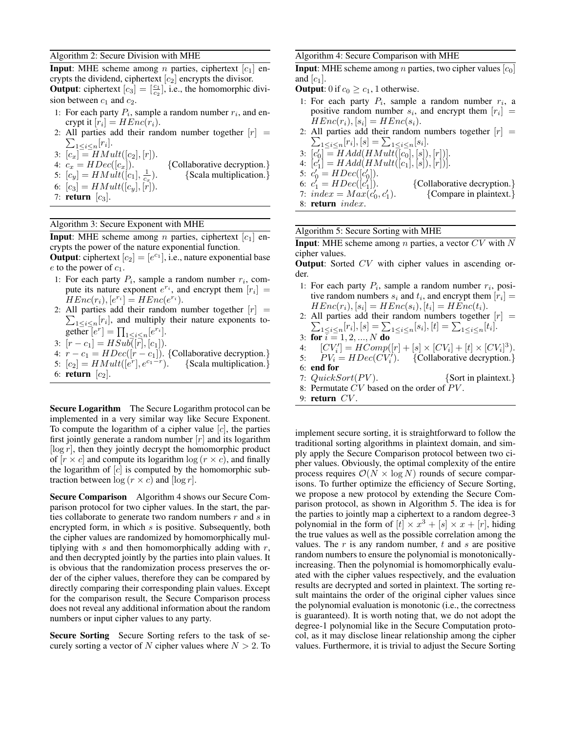**Algorithm 2: Secure Division with MHE**

**Input**: MHE scheme among $n$ parties, ciphertext $[c_1]$ encrypts the dividend, ciphertext $[c_2]$ encrypts the divisor.
**Output**: ciphertext $[c_3] = [\frac{c_1}{c_2}]$, i.e., the homomorphic division between $c_1$ and $c_2$.

1: For each party $P_i$, sample a random number $r_i$, and encrypt it $[r_i] = HEnc(r_i)$.
2: All parties add their random number together $[r] = \sum_{1 \le i \le n} [r_i]$.
3: $[c_x] = HMult([c_2], [r])$.
4: $c_x = HDec([c_x])$. {Collaborative decryption.}
5: $[c_y] = HMult([c_1], \frac{1}{c_x})$. {Scala multiplication.}
6: $[c_3] = HMult([c_y], [r])$.
7: **return** $[c_3]$.

**Algorithm 3: Secure Exponent with MHE**

**Input**: MHE scheme among $n$ parties, ciphertext $[c_1]$ encrypts the power of the nature exponential function.
**Output**: ciphertext $[c_2] = [e^{c_1}]$, i.e., nature exponential base $e$ to the power of $c_1$.

1: For each party $P_i$, sample a random number $r_i$, compute its nature exponent $e^{r_i}$, and encrypt them $[r_i] = HEnc(r_i), [e^{r_i}] = HEnc(e^{r_i})$.
2: All parties add their random number together $[r] = \sum_{1 \le i \le n} [r_i]$, and multiply their nature exponents together $[e^r] = \prod_{1 \le i \le n} [e^{r_i}]$.
3: $[r - c_1] = HSub([r], [c_1])$.
4: $r - c_1 = HDec([r - c_1])$. {Collaborative decryption.}
5: $[c_2] = HMult([e^r], e^{c_1 - r})$. {Scala multiplication.}
6: **return** $[c_2]$.

**Secure Logarithm** The Secure Logarithm protocol can be implemented in a very similar way like Secure Exponent. To compute the logarithm of a cipher value $[c]$, the parties first jointly generate a random number $[r]$ and its logarithm $[\log r]$, then they jointly decrypt the homomorphic product of $[r \times c]$ and compute its logarithm $\log(r \times c)$, and finally the logarithm of $[c]$ is computed by the homomorphic subtraction between $\log(r \times c)$ and $[\log r]$.

**Secure Comparison** Algorithm 4 shows our Secure Comparison protocol for two cipher values. In the start, the parties collaborate to generate two random numbers $r$ and $s$ in encrypted form, in which $s$ is positive. Subsequently, both the cipher values are randomized by homomorphically multiplying with $s$ and then homomorphically adding with $r$, and then decrypted jointly by the parties into plain values. It is obvious that the randomization process preserves the order of the cipher values, therefore they can be compared by directly comparing their corresponding plain values. Except for the comparison result, the Secure Comparison process does not reveal any additional information about the random numbers or input cipher values to any party.

**Secure Sorting** Secure Sorting refers to the task of securely sorting a vector of $N$ cipher values where $N > 2$. To implement secure sorting, it is straightforward to follow the traditional sorting algorithms in plaintext domain, and simply apply the Secure Comparison protocol between two cipher values. Obviously, the optimal complexity of the entire process requires $\mathcal{O}(N \times \log N)$ rounds of secure comparisons. To further optimize the efficiency of Secure Sorting, we propose a new protocol by extending the Secure Comparison protocol, as shown in Algorithm 5. The idea is for the parties to jointly map a ciphertext to a random degree-3 polynomial in the form of $[t] \times x^3 + [s] \times x + [r]$, hiding the true values as well as the possible correlation among the values. The $r$ is any random number, $t$ and $s$ are positive random numbers to ensure the polynomial is monotonically-increasing. Then the polynomial is homomorphically evaluated with the cipher values respectively, and the evaluation results are decrypted and sorted in plaintext. The sorting result maintains the order of the original cipher values since the polynomial evaluation is monotonic (i.e., the correctness is guaranteed). It is worth noting that, we do not adopt the degree-1 polynomial like in the Secure Computation protocol, as it may disclose linear relationship among the cipher values. Furthermore, it is trivial to adjust the Secure Sorting

**Algorithm 4: Secure Comparison with MHE**

**Input**: MHE scheme among $n$ parties, two cipher values $[c_0]$ and $[c_1]$.
**Output**: 0 if $c_0 \ge c_1$, 1 otherwise.

1: For each party $P_i$, sample a random number $r_i$, a positive random number $s_i$, and encrypt them $[r_i] = HEnc(r_i), [s_i] = HEnc(s_i)$.
2: All parties add their random numbers together $[r] = \sum_{1 \le i \le n} [r_i], [s] = \sum_{1 \le i \le n} [s_i]$.
3: $[c_0'] = HAdd(HMult([c_0], [s]), [r])]$.
4: $[c_1'] = HAdd(HMult([c_1], [s]), [r])]$.
5: $c_0' = HDec([c_0'])$.
6: $c_1' = HDec([c_1'])$. {Collaborative decryption.}
7: $index = Max(c_0', c_1')$. {Compare in plaintext.}
8: **return** $index$.

**Algorithm 5: Secure Sorting with MHE**

**Input**: MHE scheme among $n$ parties, a vector $CV$ with $N$ cipher values.
**Output**: Sorted $CV$ with cipher values in ascending order.

1: For each party $P_i$, sample a random number $r_i$, positive random numbers $s_i$ and $t_i$, and encrypt them $[r_i] = HEnc(r_i), [s_i] = HEnc(s_i), [t_i] = HEnc(t_i)$.
2: All parties add their random numbers together $[r] = \sum_{1 \le i \le n} [r_i], [s] = \sum_{1 \le i \le n} [s_i], [t] = \sum_{1 \le i \le n} [t_i]$.
3: **for** $i = 1, 2, ..., N$ **do**
4: $[CV_i'] = HComp([r] + [s] \times [CV_i] + [t] \times [CV_i]^3)$.
5: $PV_i = HDec(CV_i')$. {Collaborative decryption.}
6: **end for**
7: $QuickSort(PV)$. {Sort in plaintext.}
8: Permutate $CV$ based on the order of $PV$.
9: **return** $CV$.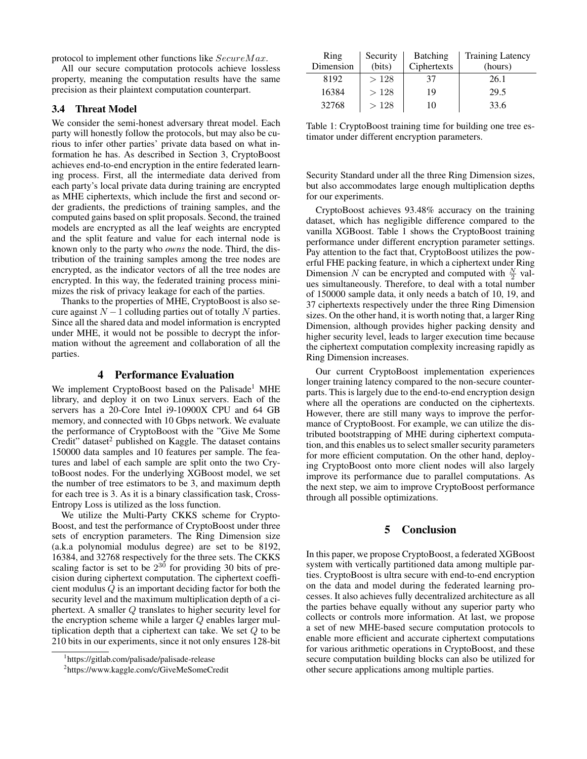protocol to implement other functions like $SecureMax$.

All our secure computation protocols achieve lossless property, meaning the computation results have the same precision as their plaintext computation counterpart.

### 3.4 Threat Model

We consider the semi-honest adversary threat model. Each party will honestly follow the protocols, but may also be curious to infer other parties' private data based on what information he has. As described in Section 3, CryptoBoost achieves end-to-end encryption in the entire federated learning process. First, all the intermediate data derived from each party's local private data during training are encrypted as MHE ciphertexts, which include the first and second order gradients, the predictions of training samples, and the computed gains based on split proposals. Second, the trained models are encrypted as all the leaf weights are encrypted and the split feature and value for each internal node is known only to the party who *owns* the node. Third, the distribution of the training samples among the tree nodes are encrypted, as the indicator vectors of all the tree nodes are encrypted. In this way, the federated training process minimizes the risk of privacy leakage for each of the parties.

Thanks to the properties of MHE, CryptoBoost is also secure against $N-1$ colluding parties out of totally $N$ parties. Since all the shared data and model information is encrypted under MHE, it would not be possible to decrypt the information without the agreement and collaboration of all the parties.

## 4 Performance Evaluation

We implement CryptoBoost based on the Palisade[1] MHE library, and deploy it on two Linux servers. Each of the servers has a 20-Core Intel i9-10900X CPU and 64 GB memory, and connected with 10 Gbps network. We evaluate the performance of CryptoBoost with the "Give Me Some Credit" dataset[2] published on Kaggle. The dataset contains 150000 data samples and 10 features per sample. The features and label of each sample are split onto the two CrytoBoost nodes. For the underlying XGBoost model, we set the number of tree estimators to be 3, and maximum depth for each tree is 3. As it is a binary classification task, Cross-Entropy Loss is utilized as the loss function.

We utilize the Multi-Party CKKS scheme for CryptoBoost, and test the performance of CryptoBoost under three sets of encryption parameters. The Ring Dimension size (a.k.a polynomial modulus degree) are set to be 8192, 16384, and 32768 respectively for the three sets. The CKKS scaling factor is set to be $2^{30}$ for providing 30 bits of precision during ciphertext computation. The ciphertext coefficient modulus $Q$ is an important deciding factor for both the security level and the maximum multiplication depth of a ciphertext. A smaller $Q$ translates to higher security level for the encryption scheme while a larger $Q$ enables larger multiplication depth that a ciphertext can take. We set $Q$ to be 210 bits in our experiments, since it not only ensures 128-bit Security Standard under all the three Ring Dimension sizes, but also accommodates large enough multiplication depths for our experiments.

| Ring Dimension | Security (bits) | Batching Ciphertexts | Training Latency (hours) |
|---|---|---|---|
| 8192 | $>128$ | 37 | 26.1 |
| 16384 | $>128$ | 19 | 29.5 |
| 32768 | $>128$ | 10 | 33.6 |

Table 1: CryptoBoost training time for building one tree estimator under different encryption parameters.

CryptoBoost achieves 93.48% accuracy on the training dataset, which has negligible difference compared to the vanilla XGBoost. Table 1 shows the CryptoBoost training performance under different encryption parameter settings. Pay attention to the fact that, CryptoBoost utilizes the powerful FHE packing feature, in which a ciphertext under Ring Dimension $N$ can be encrypted and computed with $\frac{N}{2}$ values simultaneously. Therefore, to deal with a total number of 150000 sample data, it only needs a batch of 10, 19, and 37 ciphertexts respectively under the three Ring Dimension sizes. On the other hand, it is worth noting that, a larger Ring Dimension, although provides higher packing density and higher security level, leads to larger execution time because the ciphertext computation complexity increasing rapidly as Ring Dimension increases.

Our current CryptoBoost implementation experiences longer training latency compared to the non-secure counterparts. This is largely due to the end-to-end encryption design where all the operations are conducted on the ciphertexts. However, there are still many ways to improve the performance of CryptoBoost. For example, we can utilize the distributed bootstrapping of MHE during ciphertext computation, and this enables us to select smaller security parameters for more efficient computation. On the other hand, deploying CryptoBoost onto more client nodes will also largely improve its performance due to parallel computations. As the next step, we aim to improve CryptoBoost performance through all possible optimizations.

## 5 Conclusion

In this paper, we propose CryptoBoost, a federated XGBoost system with vertically partitioned data among multiple parties. CryptoBoost is ultra secure with end-to-end encryption on the data and model during the federated learning processes. It also achieves fully decentralized architecture as all the parties behave equally without any superior party who collects or controls more information. At last, we propose a set of new MHE-based secure computation protocols to enable more efficient and accurate ciphertext computations for various arithmetic operations in CryptoBoost, and these secure computation building blocks can also be utilized for other secure applications among multiple parties.

[1] https://gitlab.com/palisade/palisade-release

[2] https://www.kaggle.com/c/GiveMeSomeCredit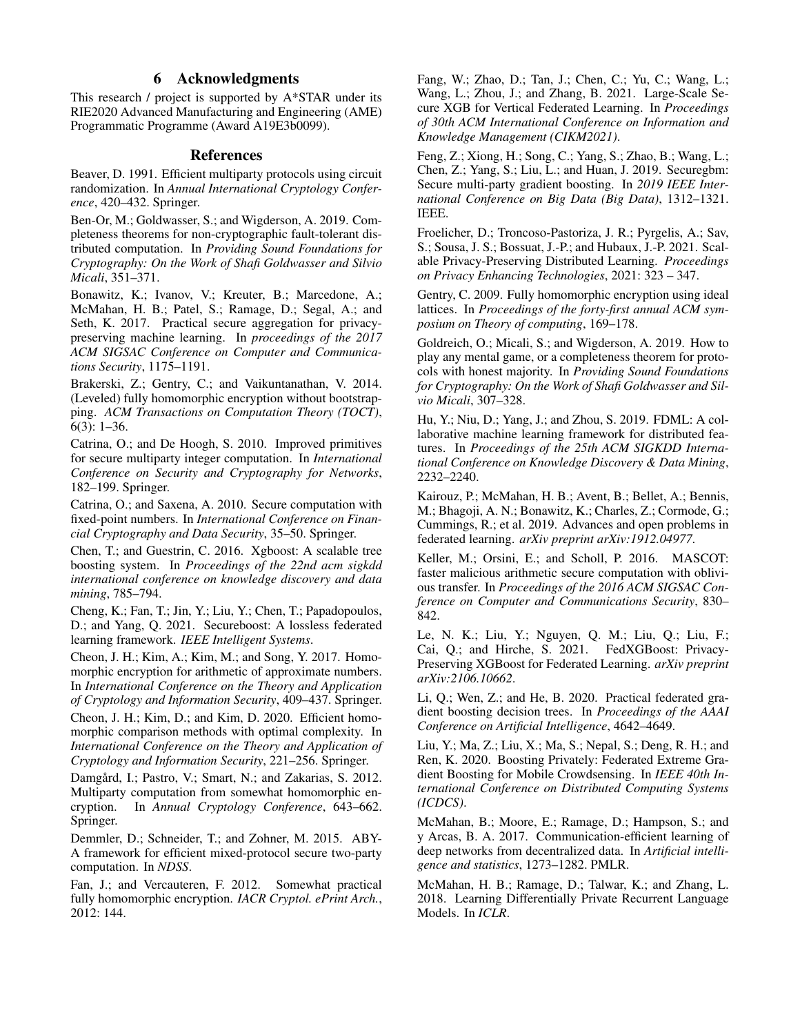## 6 Acknowledgments

This research / project is supported by A*STAR under its RIE2020 Advanced Manufacturing and Engineering (AME) Programmatic Programme (Award A19E3b0099).

## References

Beaver, D. 1991. Efficient multiparty protocols using circuit randomization. In *Annual International Cryptology Conference*, 420–432. Springer.

Ben-Or, M.; Goldwasser, S.; and Wigderson, A. 2019. Completeness theorems for non-cryptographic fault-tolerant distributed computation. In *Providing Sound Foundations for Cryptography: On the Work of Shafi Goldwasser and Silvio Micali*, 351–371.

Bonawitz, K.; Ivanov, V.; Kreuter, B.; Marcedone, A.; McMahan, H. B.; Patel, S.; Ramage, D.; Segal, A.; and Seth, K. 2017. Practical secure aggregation for privacy-preserving machine learning. In *proceedings of the 2017 ACM SIGSAC Conference on Computer and Communications Security*, 1175–1191.

Brakerski, Z.; Gentry, C.; and Vaikuntanathan, V. 2014. (Leveled) fully homomorphic encryption without bootstrapping. *ACM Transactions on Computation Theory (TOCT)*, 6(3): 1–36.

Catrina, O.; and De Hoogh, S. 2010. Improved primitives for secure multiparty integer computation. In *International Conference on Security and Cryptography for Networks*, 182–199. Springer.

Catrina, O.; and Saxena, A. 2010. Secure computation with fixed-point numbers. In *International Conference on Financial Cryptography and Data Security*, 35–50. Springer.

Chen, T.; and Guestrin, C. 2016. Xgboost: A scalable tree boosting system. In *Proceedings of the 22nd acm sigkdd international conference on knowledge discovery and data mining*, 785–794.

Cheng, K.; Fan, T.; Jin, Y.; Liu, Y.; Chen, T.; Papadopoulos, D.; and Yang, Q. 2021. Secureboost: A lossless federated learning framework. *IEEE Intelligent Systems*.

Cheon, J. H.; Kim, A.; Kim, M.; and Song, Y. 2017. Homomorphic encryption for arithmetic of approximate numbers. In *International Conference on the Theory and Application of Cryptology and Information Security*, 409–437. Springer.

Cheon, J. H.; Kim, D.; and Kim, D. 2020. Efficient homomorphic comparison methods with optimal complexity. In *International Conference on the Theory and Application of Cryptology and Information Security*, 221–256. Springer.

Damgård, I.; Pastro, V.; Smart, N.; and Zakarias, S. 2012. Multiparty computation from somewhat homomorphic encryption. In *Annual Cryptology Conference*, 643–662. Springer.

Demmler, D.; Schneider, T.; and Zohner, M. 2015. ABY-A framework for efficient mixed-protocol secure two-party computation. In *NDSS*.

Fan, J.; and Vercauteren, F. 2012. Somewhat practical fully homomorphic encryption. *IACR Cryptol. ePrint Arch.*, 2012: 144.

Fang, W.; Zhao, D.; Tan, J.; Chen, C.; Yu, C.; Wang, L.; Wang, L.; Zhou, J.; and Zhang, B. 2021. Large-Scale Secure XGB for Vertical Federated Learning. In *Proceedings of 30th ACM International Conference on Information and Knowledge Management (CIKM2021)*.

Feng, Z.; Xiong, H.; Song, C.; Yang, S.; Zhao, B.; Wang, L.; Chen, Z.; Yang, S.; Liu, L.; and Huan, J. 2019. Securegbm: Secure multi-party gradient boosting. In *2019 IEEE International Conference on Big Data (Big Data)*, 1312–1321. IEEE.

Froelicher, D.; Troncoso-Pastoriza, J. R.; Pyrgelis, A.; Sav, S.; Sousa, J. S.; Bossuat, J.-P.; and Hubaux, J.-P. 2021. Scalable Privacy-Preserving Distributed Learning. *Proceedings on Privacy Enhancing Technologies*, 2021: 323 – 347.

Gentry, C. 2009. Fully homomorphic encryption using ideal lattices. In *Proceedings of the forty-first annual ACM symposium on Theory of computing*, 169–178.

Goldreich, O.; Micali, S.; and Wigderson, A. 2019. How to play any mental game, or a completeness theorem for protocols with honest majority. In *Providing Sound Foundations for Cryptography: On the Work of Shafi Goldwasser and Silvio Micali*, 307–328.

Hu, Y.; Niu, D.; Yang, J.; and Zhou, S. 2019. FDML: A collaborative machine learning framework for distributed features. In *Proceedings of the 25th ACM SIGKDD International Conference on Knowledge Discovery & Data Mining*, 2232–2240.

Kairouz, P.; McMahan, H. B.; Avent, B.; Bellet, A.; Bennis, M.; Bhagoji, A. N.; Bonawitz, K.; Charles, Z.; Cormode, G.; Cummings, R.; et al. 2019. Advances and open problems in federated learning. *arXiv preprint arXiv:1912.04977*.

Keller, M.; Orsini, E.; and Scholl, P. 2016. MASCOT: faster malicious arithmetic secure computation with oblivious transfer. In *Proceedings of the 2016 ACM SIGSAC Conference on Computer and Communications Security*, 830–842.

Le, N. K.; Liu, Y.; Nguyen, Q. M.; Liu, Q.; Liu, F.; Cai, Q.; and Hirche, S. 2021. FedXGBoost: Privacy-Preserving XGBoost for Federated Learning. *arXiv preprint arXiv:2106.10662*.

Li, Q.; Wen, Z.; and He, B. 2020. Practical federated gradient boosting decision trees. In *Proceedings of the AAAI Conference on Artificial Intelligence*, 4642–4649.

Liu, Y.; Ma, Z.; Liu, X.; Ma, S.; Nepal, S.; Deng, R. H.; and Ren, K. 2020. Boosting Privately: Federated Extreme Gradient Boosting for Mobile Crowdsensing. In *IEEE 40th International Conference on Distributed Computing Systems (ICDCS)*.

McMahan, B.; Moore, E.; Ramage, D.; Hampson, S.; and y Arcas, B. A. 2017. Communication-efficient learning of deep networks from decentralized data. In *Artificial intelligence and statistics*, 1273–1282. PMLR.

McMahan, H. B.; Ramage, D.; Talwar, K.; and Zhang, L. 2018. Learning Differentially Private Recurrent Language Models. In *ICLR*.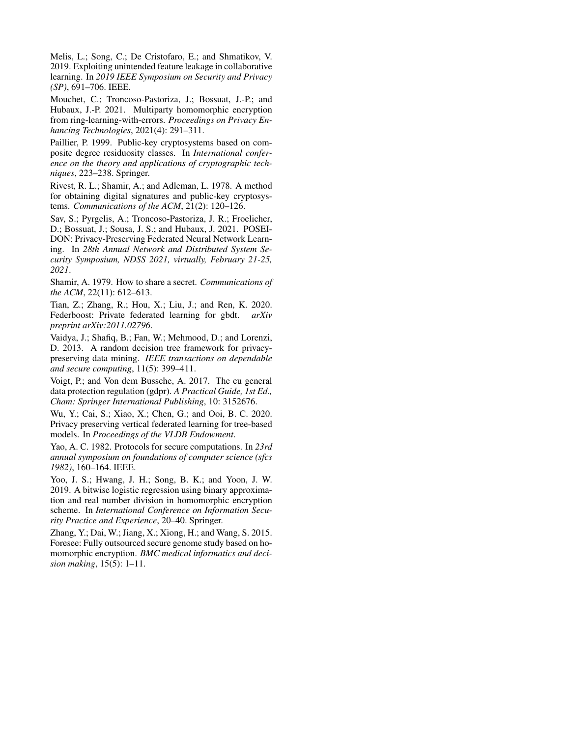Melis, L.; Song, C.; De Cristofaro, E.; and Shmatikov, V. 2019. Exploiting unintended feature leakage in collaborative learning. In *2019 IEEE Symposium on Security and Privacy (SP)*, 691–706. IEEE.

Mouchet, C.; Troncoso-Pastoriza, J.; Bossuat, J.-P.; and Hubaux, J.-P. 2021. Multiparty homomorphic encryption from ring-learning-with-errors. *Proceedings on Privacy Enhancing Technologies*, 2021(4): 291–311.

Paillier, P. 1999. Public-key cryptosystems based on composite degree residuosity classes. In *International conference on the theory and applications of cryptographic techniques*, 223–238. Springer.

Rivest, R. L.; Shamir, A.; and Adleman, L. 1978. A method for obtaining digital signatures and public-key cryptosystems. *Communications of the ACM*, 21(2): 120–126.

Sav, S.; Pyrgelis, A.; Troncoso-Pastoriza, J. R.; Froelicher, D.; Bossuat, J.; Sousa, J. S.; and Hubaux, J. 2021. POSEIDON: Privacy-Preserving Federated Neural Network Learning. In *28th Annual Network and Distributed System Security Symposium, NDSS 2021, virtually, February 21-25, 2021*.

Shamir, A. 1979. How to share a secret. *Communications of the ACM*, 22(11): 612–613.

Tian, Z.; Zhang, R.; Hou, X.; Liu, J.; and Ren, K. 2020. Federboost: Private federated learning for gbdt. *arXiv preprint arXiv:2011.02796*.

Vaidya, J.; Shafiq, B.; Fan, W.; Mehmood, D.; and Lorenzi, D. 2013. A random decision tree framework for privacy-preserving data mining. *IEEE transactions on dependable and secure computing*, 11(5): 399–411.

Voigt, P.; and Von dem Bussche, A. 2017. The eu general data protection regulation (gdpr). *A Practical Guide, 1st Ed., Cham: Springer International Publishing*, 10: 3152676.

Wu, Y.; Cai, S.; Xiao, X.; Chen, G.; and Ooi, B. C. 2020. Privacy preserving vertical federated learning for tree-based models. In *Proceedings of the VLDB Endowment*.

Yao, A. C. 1982. Protocols for secure computations. In *23rd annual symposium on foundations of computer science (sfcs 1982)*, 160–164. IEEE.

Yoo, J. S.; Hwang, J. H.; Song, B. K.; and Yoon, J. W. 2019. A bitwise logistic regression using binary approximation and real number division in homomorphic encryption scheme. In *International Conference on Information Security Practice and Experience*, 20–40. Springer.

Zhang, Y.; Dai, W.; Jiang, X.; Xiong, H.; and Wang, S. 2015. Foresee: Fully outsourced secure genome study based on homomorphic encryption. *BMC medical informatics and decision making*, 15(5): 1–11.